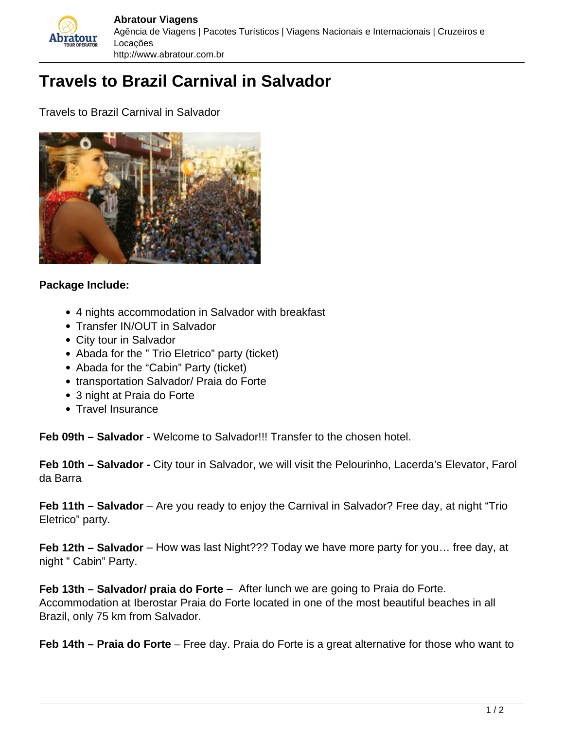# Travels to Brazil Carnival in Salvador

Travels to Brazil Carnival in Salvador

**Package Include:**

- 4 nights accommodation in Salvador with breakfast
- Transfer IN/OUT in Salvador
- City tour in Salvador
- Abada for the " Trio Eletrico" party (ticket)
- Abada for the "Cabin" Party (ticket)
- transportation Salvador/ Praia do Forte
- 3 night at Praia do Forte
- Travel Insurance

**Feb 09th – Salvador** - Welcome to Salvador!!! Transfer to the chosen hotel.

**Feb 10th – Salvador -** City tour in Salvador, we will visit the Pelourinho, Lacerda's Elevator, Farol da Barra

**Feb 11th – Salvador** – Are you ready to enjoy the Carnival in Salvador? Free day, at night "Trio Eletrico" party.

**Feb 12th – Salvador** – How was last Night??? Today we have more party for you… free day, at night " Cabin" Party.

**Feb 13th – Salvador/ praia do Forte** – After lunch we are going to Praia do Forte. Accommodation at Iberostar Praia do Forte located in one of the most beautiful beaches in all Brazil, only 75 km from Salvador.

**Feb 14th – Praia do Forte** – Free day. Praia do Forte is a great alternative for those who want to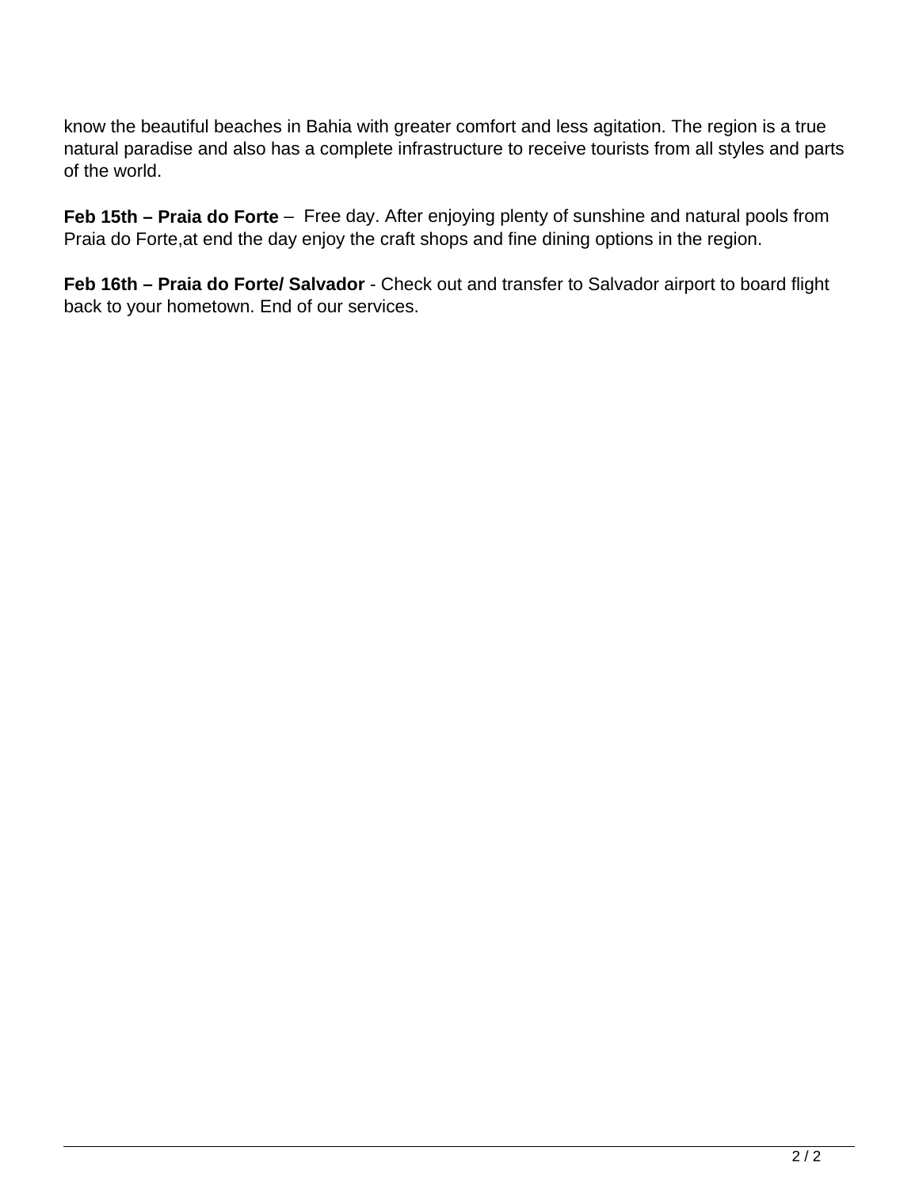know the beautiful beaches in Bahia with greater comfort and less agitation. The region is a true natural paradise and also has a complete infrastructure to receive tourists from all styles and parts of the world.

**Feb 15th – Praia do Forte** – Free day. After enjoying plenty of sunshine and natural pools from Praia do Forte,at end the day enjoy the craft shops and fine dining options in the region.

**Feb 16th – Praia do Forte/ Salvador** - Check out and transfer to Salvador airport to board flight back to your hometown. End of our services.